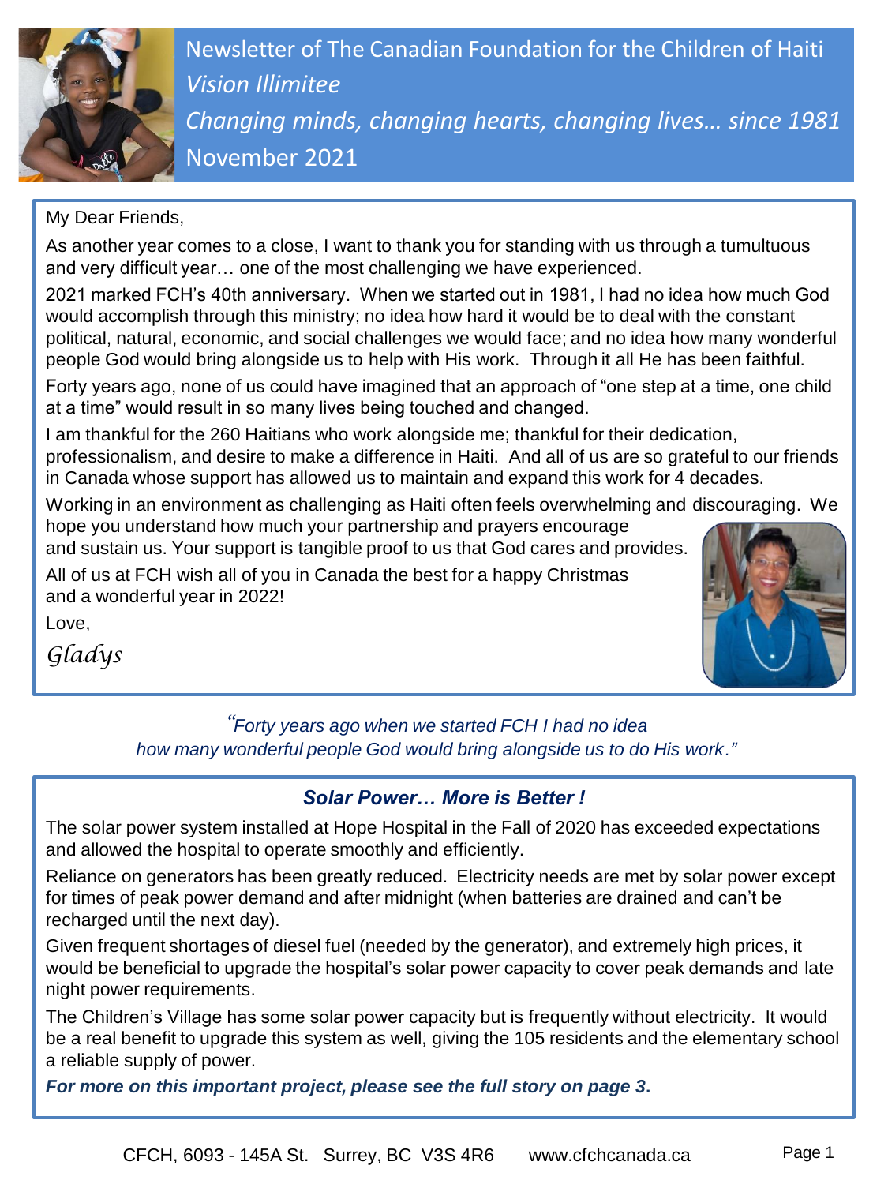# Newsletter of The Canadian Foundation for the Children of Haiti

*Vision Illimitee*

*Changing minds, changing hearts, changing lives… since 1981*

November 2021

My Dear Friends,

As another year comes to a close, I want to thank you for standing with us through a tumultuous and very difficult year… one of the most challenging we have experienced.

2021 marked FCH's 40th anniversary. When we started out in 1981, I had no idea how much God would accomplish through this ministry; no idea how hard it would be to deal with the constant political, natural, economic, and social challenges we would face; and no idea how many wonderful people God would bring alongside us to help with His work. Through it all He has been faithful.

Forty years ago, none of us could have imagined that an approach of "one step at a time, one child at a time" would result in so many lives being touched and changed.

I am thankful for the 260 Haitians who work alongside me; thankful for their dedication, professionalism, and desire to make a difference in Haiti. And all of us are so grateful to our friends in Canada whose support has allowed us to maintain and expand this work for 4 decades.

Working in an environment as challenging as Haiti often feels overwhelming and discouraging. We hope you understand how much your partnership and prayers encourage and sustain us. Your support is tangible proof to us that God cares and provides.

All of us at FCH wish all of you in Canada the best for a happy Christmas and a wonderful year in 2022!

Love,

*Gladys*

*"Forty years ago when we started FCH I had no idea how many wonderful people God would bring alongside us to do His work."*

## Solar Power… More is Better !

The solar power system installed at Hope Hospital in the Fall of 2020 has exceeded expectations and allowed the hospital to operate smoothly and efficiently.

Reliance on generators has been greatly reduced. Electricity needs are met by solar power except for times of peak power demand and after midnight (when batteries are drained and can't be recharged until the next day).

Given frequent shortages of diesel fuel (needed by the generator), and extremely high prices, it would be beneficial to upgrade the hospital's solar power capacity to cover peak demands and late night power requirements.

The Children's Village has some solar power capacity but is frequently without electricity. It would be a real benefit to upgrade this system as well, giving the 105 residents and the elementary school a reliable supply of power.

***For more on this important project, please see the full story on page 3.***

CFCH, 6093 - 145A St. Surrey, BC V3S 4R6 www.cfchcanada.ca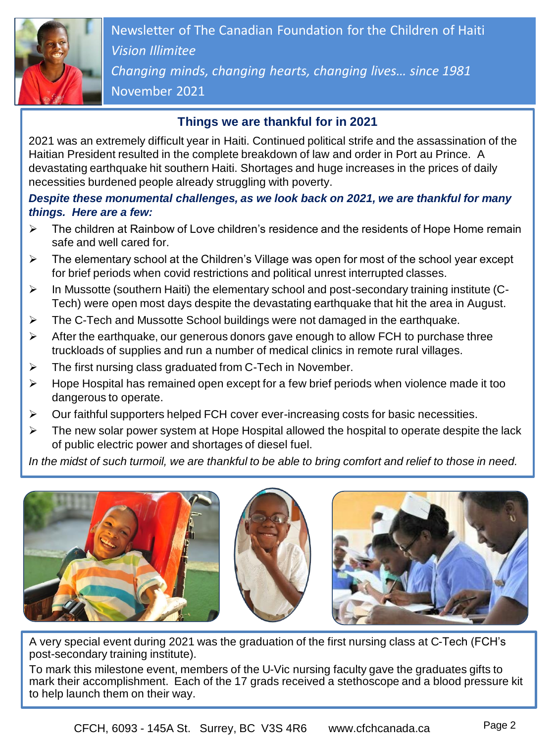Newsletter of The Canadian Foundation for the Children of Haiti

*Vision Illimitee*

*Changing minds, changing hearts, changing lives… since 1981*

November 2021

## Things we are thankful for in 2021

2021 was an extremely difficult year in Haiti. Continued political strife and the assassination of the Haitian President resulted in the complete breakdown of law and order in Port au Prince. A devastating earthquake hit southern Haiti. Shortages and huge increases in the prices of daily necessities burdened people already struggling with poverty.

***Despite these monumental challenges, as we look back on 2021, we are thankful for many things. Here are a few:***

- The children at Rainbow of Love children's residence and the residents of Hope Home remain safe and well cared for.
- The elementary school at the Children's Village was open for most of the school year except for brief periods when covid restrictions and political unrest interrupted classes.
- In Mussotte (southern Haiti) the elementary school and post-secondary training institute (C-Tech) were open most days despite the devastating earthquake that hit the area in August.
- The C-Tech and Mussotte School buildings were not damaged in the earthquake.
- After the earthquake, our generous donors gave enough to allow FCH to purchase three truckloads of supplies and run a number of medical clinics in remote rural villages.
- The first nursing class graduated from C-Tech in November.
- Hope Hospital has remained open except for a few brief periods when violence made it too dangerous to operate.
- Our faithful supporters helped FCH cover ever-increasing costs for basic necessities.
- The new solar power system at Hope Hospital allowed the hospital to operate despite the lack of public electric power and shortages of diesel fuel.

*In the midst of such turmoil, we are thankful to be able to bring comfort and relief to those in need.*

A very special event during 2021 was the graduation of the first nursing class at C-Tech (FCH's post-secondary training institute).

To mark this milestone event, members of the U-Vic nursing faculty gave the graduates gifts to mark their accomplishment. Each of the 17 grads received a stethoscope and a blood pressure kit to help launch them on their way.

CFCH, 6093 - 145A St. Surrey, BC V3S 4R6 www.cfchcanada.ca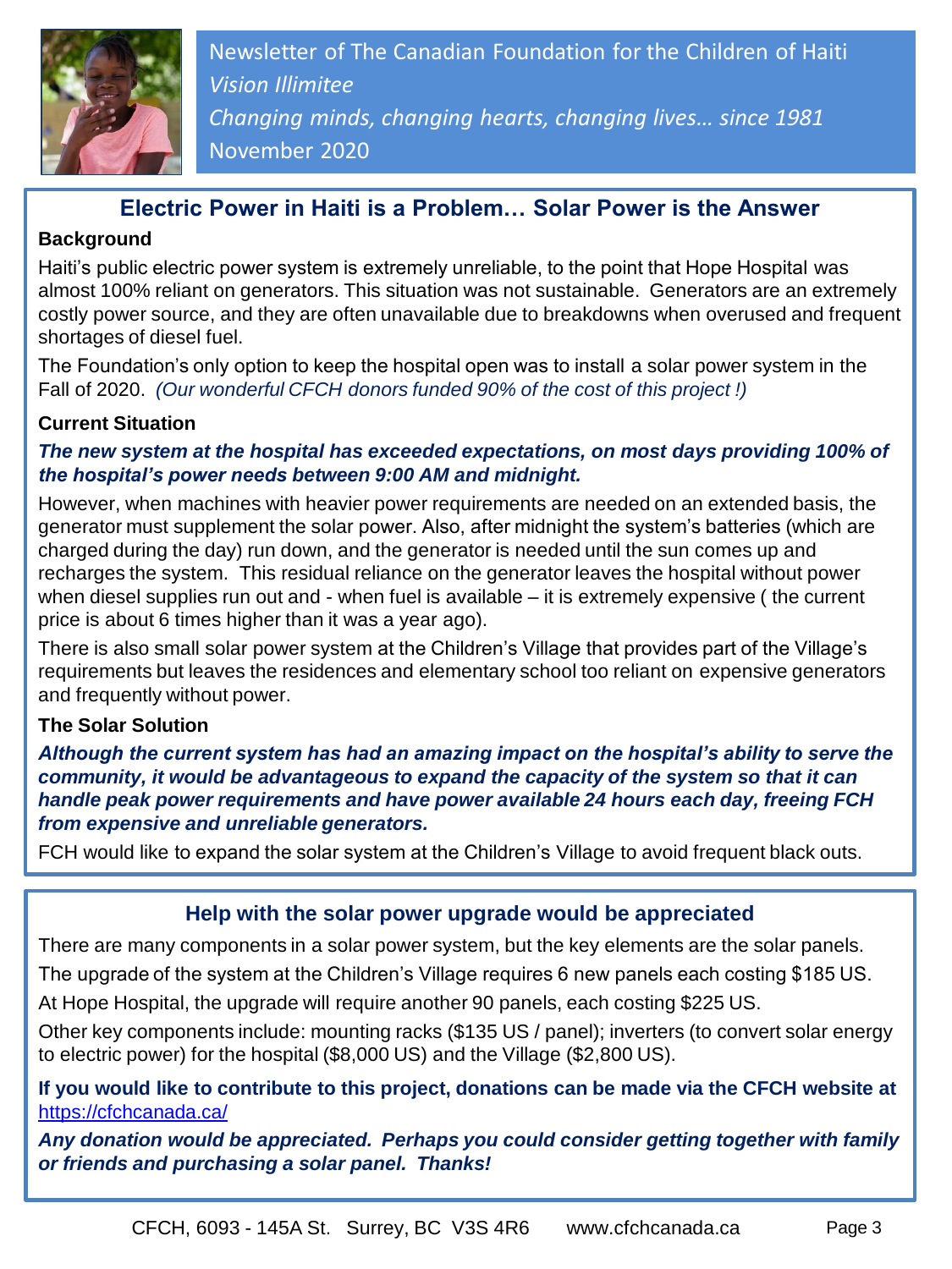Newsletter of The Canadian Foundation for the Children of Haiti
*Vision Illimitee*
*Changing minds, changing hearts, changing lives… since 1981*
November 2020

## Electric Power in Haiti is a Problem… Solar Power is the Answer

### Background

Haiti's public electric power system is extremely unreliable, to the point that Hope Hospital was almost 100% reliant on generators. This situation was not sustainable. Generators are an extremely costly power source, and they are often unavailable due to breakdowns when overused and frequent shortages of diesel fuel.

The Foundation's only option to keep the hospital open was to install a solar power system in the Fall of 2020. *(Our wonderful CFCH donors funded 90% of the cost of this project !)*

### Current Situation

***The new system at the hospital has exceeded expectations, on most days providing 100% of the hospital's power needs between 9:00 AM and midnight.***

However, when machines with heavier power requirements are needed on an extended basis, the generator must supplement the solar power. Also, after midnight the system's batteries (which are charged during the day) run down, and the generator is needed until the sun comes up and recharges the system. This residual reliance on the generator leaves the hospital without power when diesel supplies run out and - when fuel is available – it is extremely expensive ( the current price is about 6 times higher than it was a year ago).

There is also small solar power system at the Children's Village that provides part of the Village's requirements but leaves the residences and elementary school too reliant on expensive generators and frequently without power.

### The Solar Solution

***Although the current system has had an amazing impact on the hospital's ability to serve the community, it would be advantageous to expand the capacity of the system so that it can handle peak power requirements and have power available 24 hours each day, freeing FCH from expensive and unreliable generators.***

FCH would like to expand the solar system at the Children's Village to avoid frequent black outs.

## Help with the solar power upgrade would be appreciated

There are many components in a solar power system, but the key elements are the solar panels.

The upgrade of the system at the Children's Village requires 6 new panels each costing $185 US.

At Hope Hospital, the upgrade will require another 90 panels, each costing $225 US.

Other key components include: mounting racks ($135 US / panel); inverters (to convert solar energy to electric power) for the hospital ($8,000 US) and the Village ($2,800 US).

**If you would like to contribute to this project, donations can be made via the CFCH website at** https://cfchcanada.ca/

***Any donation would be appreciated. Perhaps you could consider getting together with family or friends and purchasing a solar panel. Thanks!***

CFCH, 6093 - 145A St. Surrey, BC V3S 4R6 www.cfchcanada.ca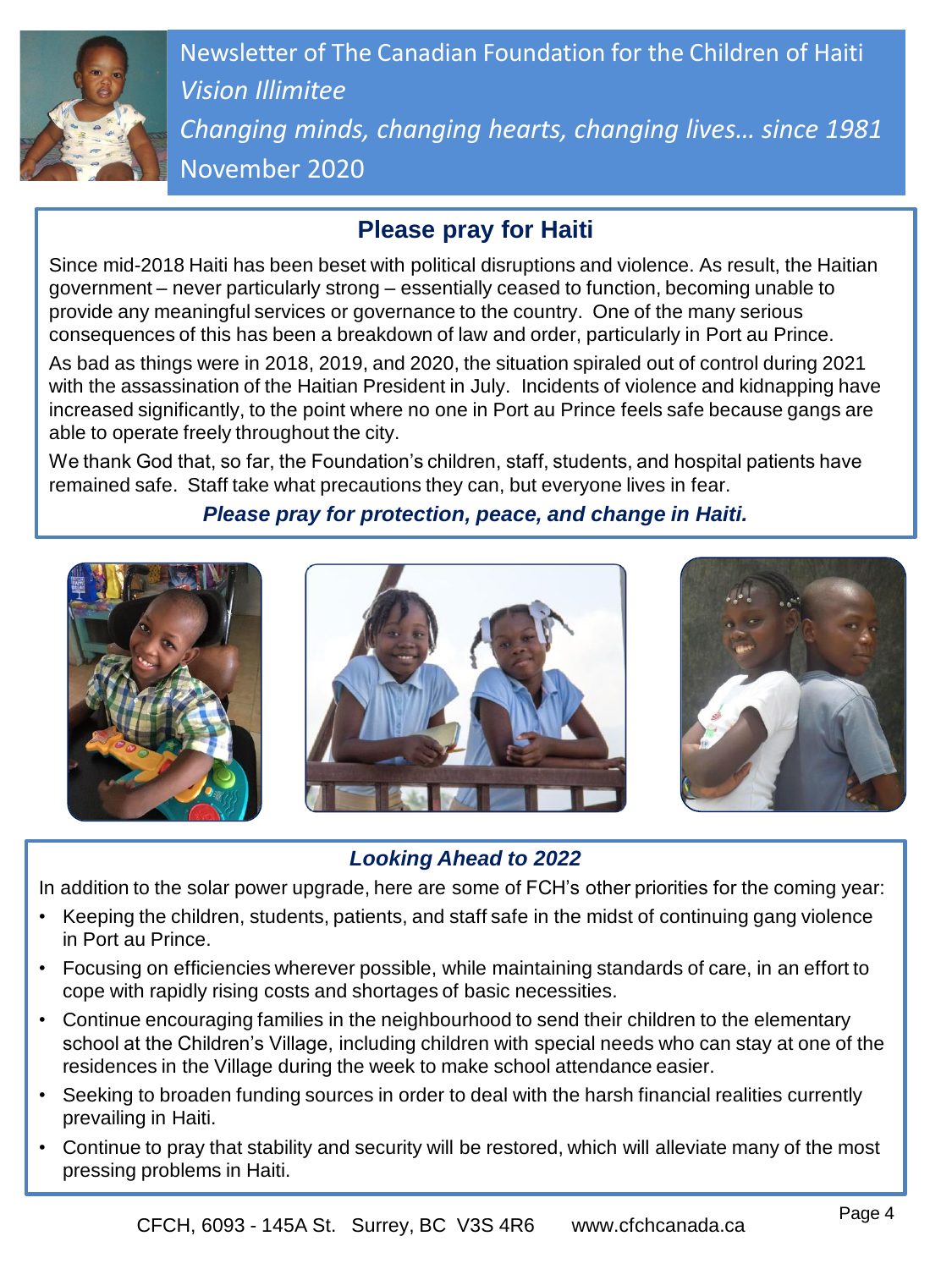Newsletter of The Canadian Foundation for the Children of Haiti

*Vision Illimitee*

*Changing minds, changing hearts, changing lives… since 1981*

November 2020

## Please pray for Haiti

Since mid-2018 Haiti has been beset with political disruptions and violence. As result, the Haitian government – never particularly strong – essentially ceased to function, becoming unable to provide any meaningful services or governance to the country. One of the many serious consequences of this has been a breakdown of law and order, particularly in Port au Prince.

As bad as things were in 2018, 2019, and 2020, the situation spiraled out of control during 2021 with the assassination of the Haitian President in July. Incidents of violence and kidnapping have increased significantly, to the point where no one in Port au Prince feels safe because gangs are able to operate freely throughout the city.

We thank God that, so far, the Foundation's children, staff, students, and hospital patients have remained safe. Staff take what precautions they can, but everyone lives in fear.

***Please pray for protection, peace, and change in Haiti.***

### *Looking Ahead to 2022*

In addition to the solar power upgrade, here are some of FCH's other priorities for the coming year:

- Keeping the children, students, patients, and staff safe in the midst of continuing gang violence in Port au Prince.
- Focusing on efficiencies wherever possible, while maintaining standards of care, in an effort to cope with rapidly rising costs and shortages of basic necessities.
- Continue encouraging families in the neighbourhood to send their children to the elementary school at the Children's Village, including children with special needs who can stay at one of the residences in the Village during the week to make school attendance easier.
- Seeking to broaden funding sources in order to deal with the harsh financial realities currently prevailing in Haiti.
- Continue to pray that stability and security will be restored, which will alleviate many of the most pressing problems in Haiti.

CFCH, 6093 - 145A St. Surrey, BC V3S 4R6 www.cfchcanada.ca